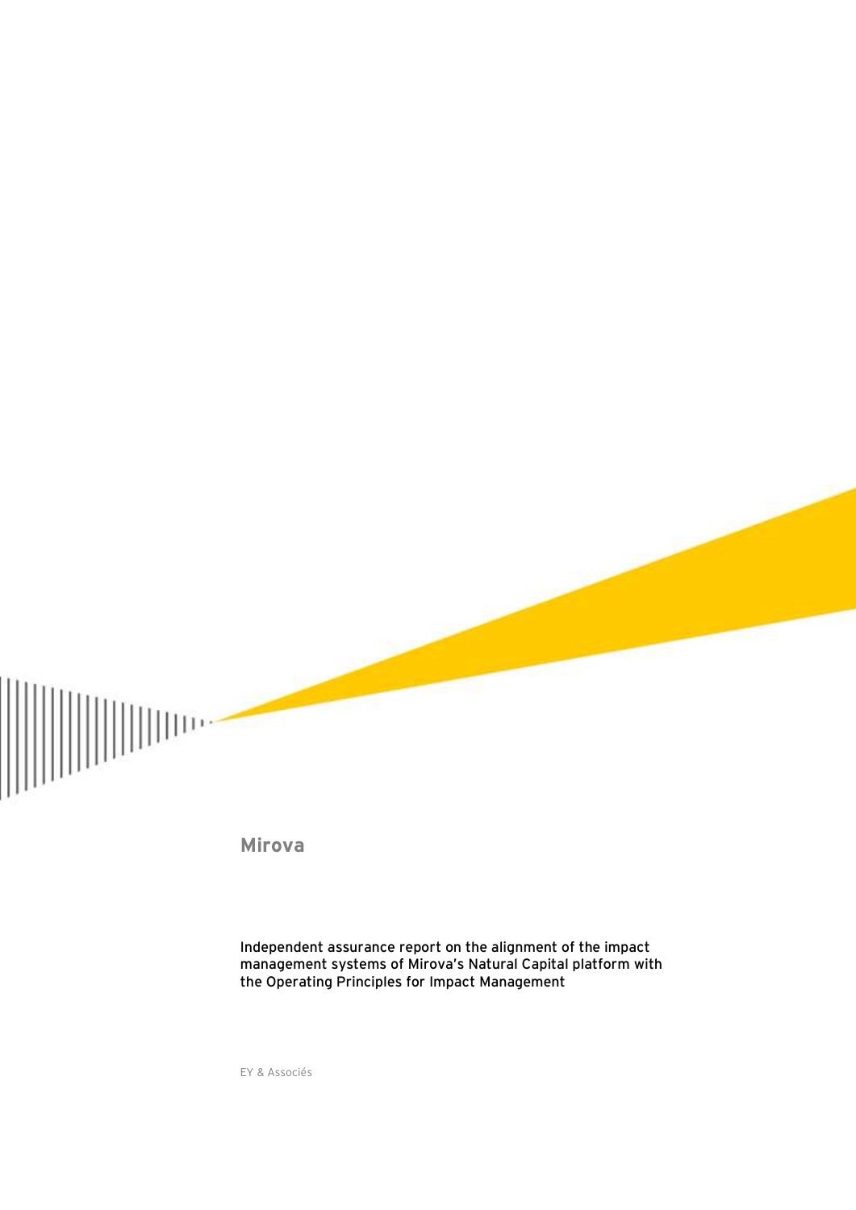# Mirova

Independent assurance report on the alignment of the impact management systems of Mirova's Natural Capital platform with the Operating Principles for Impact Management

EY & Associés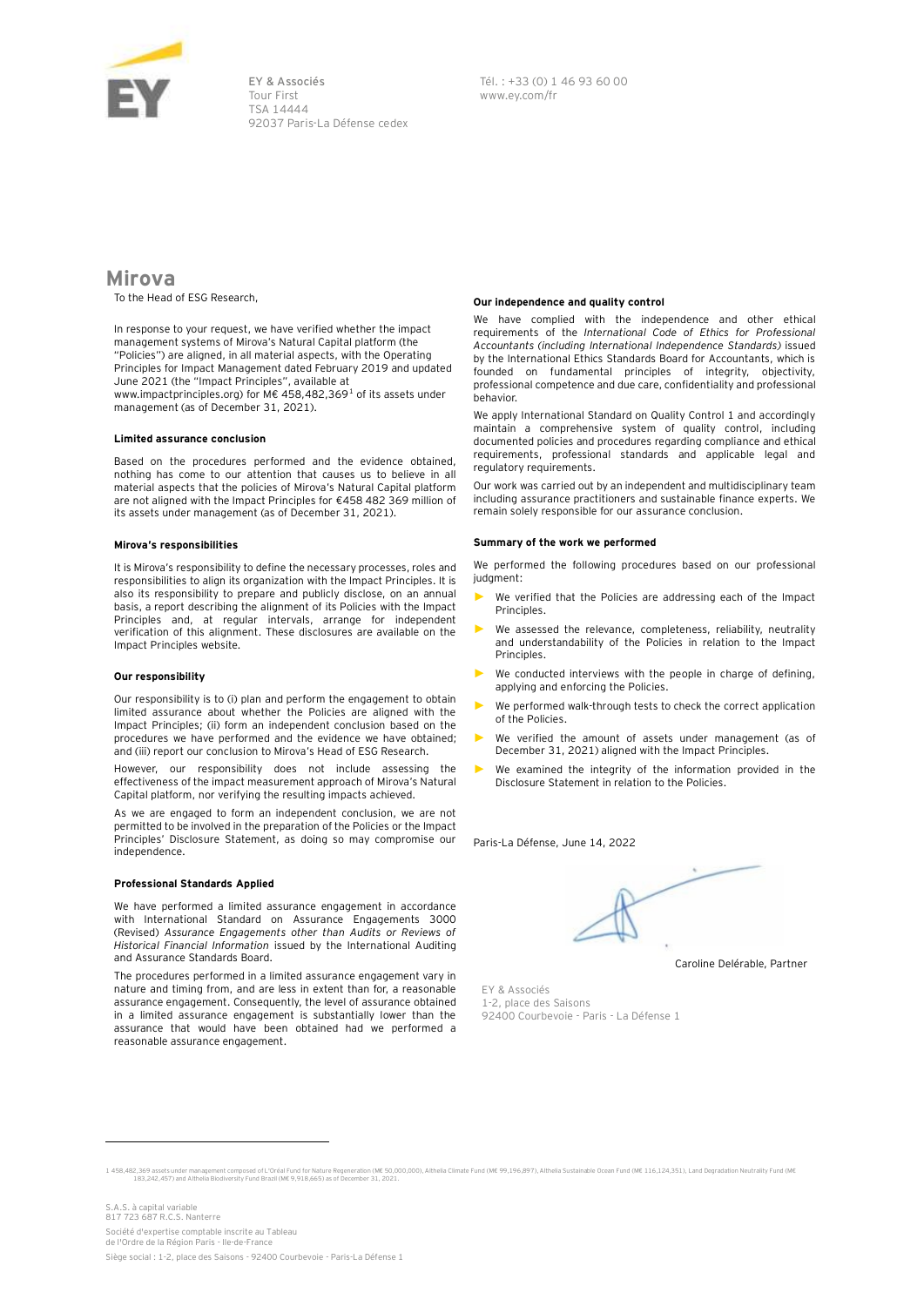EY & Associés
Tour First
TSA 14444
92037 Paris-La Défense cedex

Tél. : +33 (0) 1 46 93 60 00
www.ey.com/fr

# Mirova

To the Head of ESG Research,

In response to your request, we have verified whether the impact management systems of Mirova's Natural Capital platform (the "Policies") are aligned, in all material aspects, with the Operating Principles for Impact Management dated February 2019 and updated June 2021 (the "Impact Principles", available at www.impactprinciples.org) for M€ 458,482,369[1] of its assets under management (as of December 31, 2021).

**Limited assurance conclusion**

Based on the procedures performed and the evidence obtained, nothing has come to our attention that causes us to believe in all material aspects that the policies of Mirova's Natural Capital platform are not aligned with the Impact Principles for €458 482 369 million of its assets under management (as of December 31, 2021).

**Mirova's responsibilities**

It is Mirova's responsibility to define the necessary processes, roles and responsibilities to align its organization with the Impact Principles. It is also its responsibility to prepare and publicly disclose, on an annual basis, a report describing the alignment of its Policies with the Impact Principles and, at regular intervals, arrange for independent verification of this alignment. These disclosures are available on the Impact Principles website.

**Our responsibility**

Our responsibility is to (i) plan and perform the engagement to obtain limited assurance about whether the Policies are aligned with the Impact Principles; (ii) form an independent conclusion based on the procedures we have performed and the evidence we have obtained; and (iii) report our conclusion to Mirova's Head of ESG Research.

However, our responsibility does not include assessing the effectiveness of the impact measurement approach of Mirova's Natural Capital platform, nor verifying the resulting impacts achieved.

As we are engaged to form an independent conclusion, we are not permitted to be involved in the preparation of the Policies or the Impact Principles' Disclosure Statement, as doing so may compromise our independence.

**Professional Standards Applied**

We have performed a limited assurance engagement in accordance with International Standard on Assurance Engagements 3000 (Revised) *Assurance Engagements other than Audits or Reviews of Historical Financial Information* issued by the International Auditing and Assurance Standards Board.

The procedures performed in a limited assurance engagement vary in nature and timing from, and are less in extent than for, a reasonable assurance engagement. Consequently, the level of assurance obtained in a limited assurance engagement is substantially lower than the assurance that would have been obtained had we performed a reasonable assurance engagement.

**Our independence and quality control**

We have complied with the independence and other ethical requirements of the *International Code of Ethics for Professional Accountants (including International Independence Standards)* issued by the International Ethics Standards Board for Accountants, which is founded on fundamental principles of integrity, objectivity, professional competence and due care, confidentiality and professional behavior.

We apply International Standard on Quality Control 1 and accordingly maintain a comprehensive system of quality control, including documented policies and procedures regarding compliance and ethical requirements, professional standards and applicable legal and regulatory requirements.

Our work was carried out by an independent and multidisciplinary team including assurance practitioners and sustainable finance experts. We remain solely responsible for our assurance conclusion.

**Summary of the work we performed**

We performed the following procedures based on our professional judgment:

- We verified that the Policies are addressing each of the Impact Principles.
- We assessed the relevance, completeness, reliability, neutrality and understandability of the Policies in relation to the Impact Principles.
- We conducted interviews with the people in charge of defining, applying and enforcing the Policies.
- We performed walk-through tests to check the correct application of the Policies.
- We verified the amount of assets under management (as of December 31, 2021) aligned with the Impact Principles.
- We examined the integrity of the information provided in the Disclosure Statement in relation to the Policies.

Paris-La Défense, June 14, 2022

Caroline Delérable, Partner

EY & Associés
1-2, place des Saisons
92400 Courbevoie - Paris - La Défense 1

[1] 458,482,369 assets under management composed of L'Oréal Fund for Nature Regeneration (M€ 50,000,000), Althelia Climate Fund (M€ 99,196,897), Althelia Sustainable Ocean Fund (M€ 116,124,351), Land Degradation Neutrality Fund (M€ 183,242,457) and Althelia Biodiversity Fund Brazil (M€ 9,918,665) as of December 31, 2021.

S.A.S. à capital variable
817 723 687 R.C.S. Nanterre

Société d'expertise comptable inscrite au Tableau de l'Ordre de la Région Paris - Ile-de-France

Siège social : 1-2, place des Saisons - 92400 Courbevoie - Paris-La Défense 1